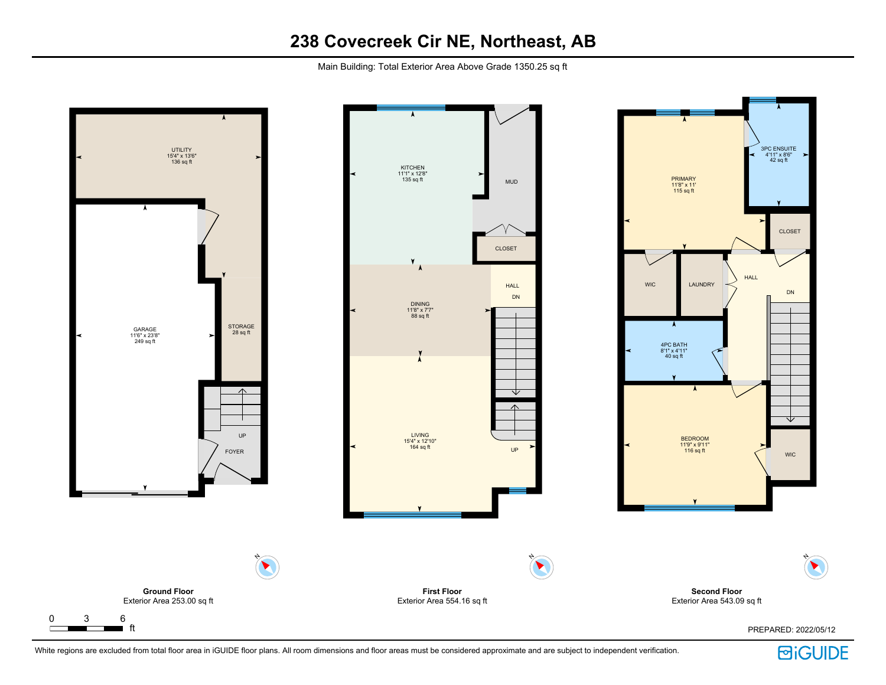# 238 Covecreek Cir NE, Northeast, AB

Main Building: Total Exterior Area Above Grade 1350.25 sq ft

UTILITY
15'4" x 13'6"
136 sq ft

GARAGE
11'6" x 23'8"
249 sq ft

STORAGE
28 sq ft

UP

FOYER

KITCHEN
11'1" x 12'8"
135 sq ft

MUD

CLOSET

HALL

DN

DINING
11'8" x 7'7"
88 sq ft

LIVING
15'4" x 12'10"
164 sq ft

UP

PRIMARY
11'8" x 11'
115 sq ft

3PC ENSUITE
4'11" x 8'6"
42 sq ft

CLOSET

WIC

LAUNDRY

HALL

DN

4PC BATH
8'1" x 4'11"
40 sq ft

BEDROOM
11'9" x 9'11"
116 sq ft

WIC

**Ground Floor**
Exterior Area 253.00 sq ft

**First Floor**
Exterior Area 554.16 sq ft

**Second Floor**
Exterior Area 543.09 sq ft

0 3 6 ft

PREPARED: 2022/05/12

White regions are excluded from total floor area in iGUIDE floor plans. All room dimensions and floor areas must be considered approximate and are subject to independent verification.

iGUIDE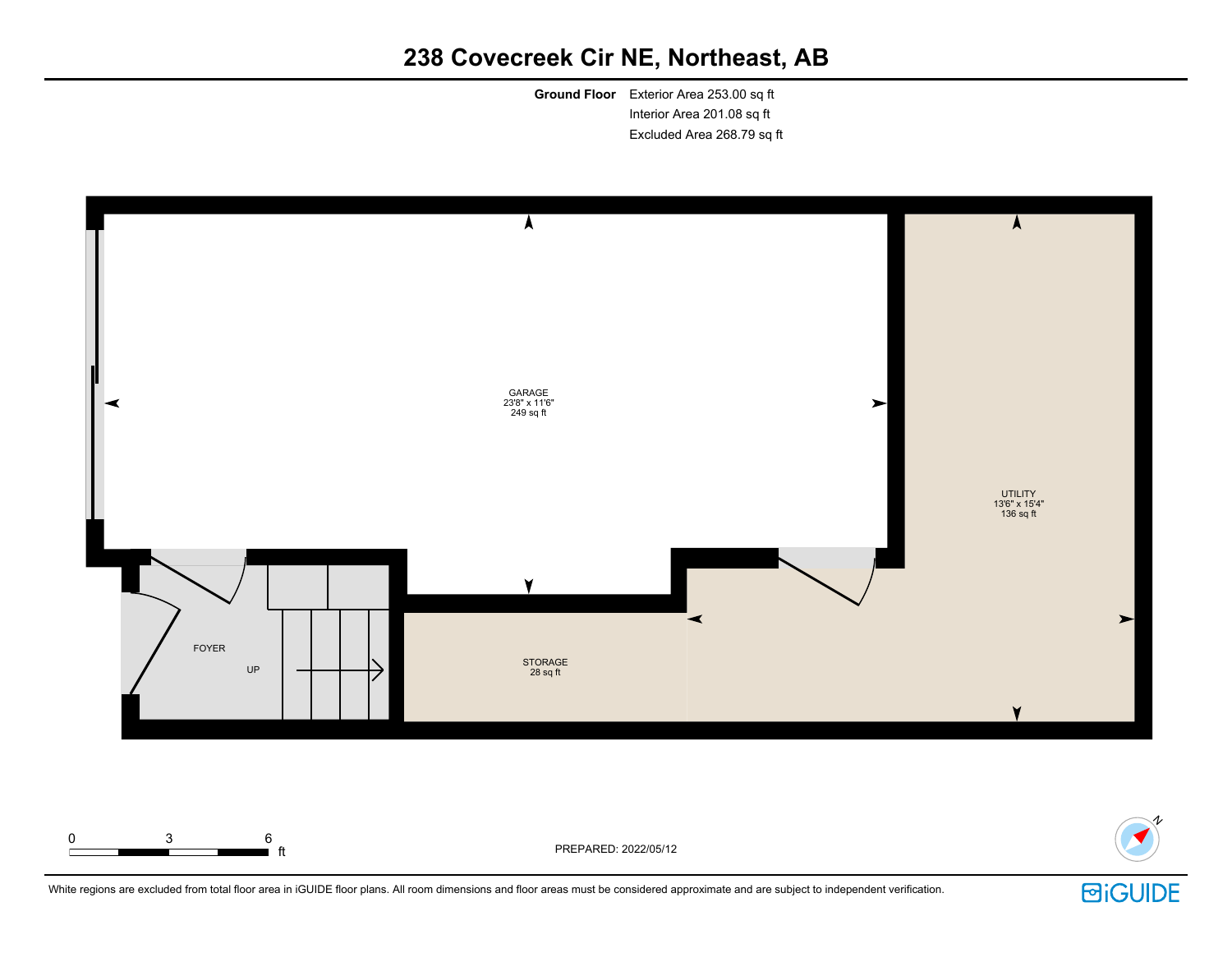# 238 Covecreek Cir NE, Northeast, AB

**Ground Floor** Exterior Area 253.00 sq ft
Interior Area 201.08 sq ft
Excluded Area 268.79 sq ft

GARAGE
23'8" x 11'6"
249 sq ft

UTILITY
13'6" x 15'4"
136 sq ft

FOYER

UP

STORAGE
28 sq ft

0 3 6 ft

PREPARED: 2022/05/12

White regions are excluded from total floor area in iGUIDE floor plans. All room dimensions and floor areas must be considered approximate and are subject to independent verification.

iGUIDE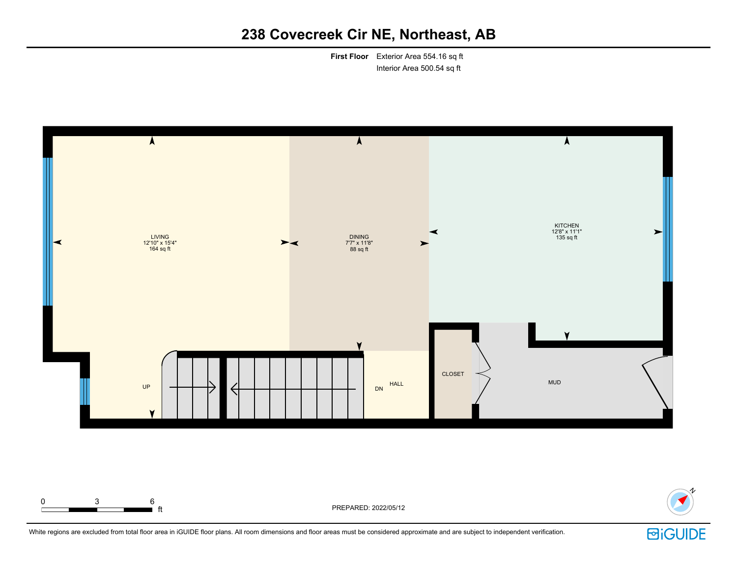# 238 Covecreek Cir NE, Northeast, AB

**First Floor** Exterior Area 554.16 sq ft
Interior Area 500.54 sq ft

LIVING
12'10" x 15'4"
164 sq ft

DINING
7'7" x 11'8"
88 sq ft

KITCHEN
12'8" x 11'1"
135 sq ft

CLOSET

MUD

HALL

UP

DN

0 3 6 ft

PREPARED: 2022/05/12

White regions are excluded from total floor area in iGUIDE floor plans. All room dimensions and floor areas must be considered approximate and are subject to independent verification.

iGUIDE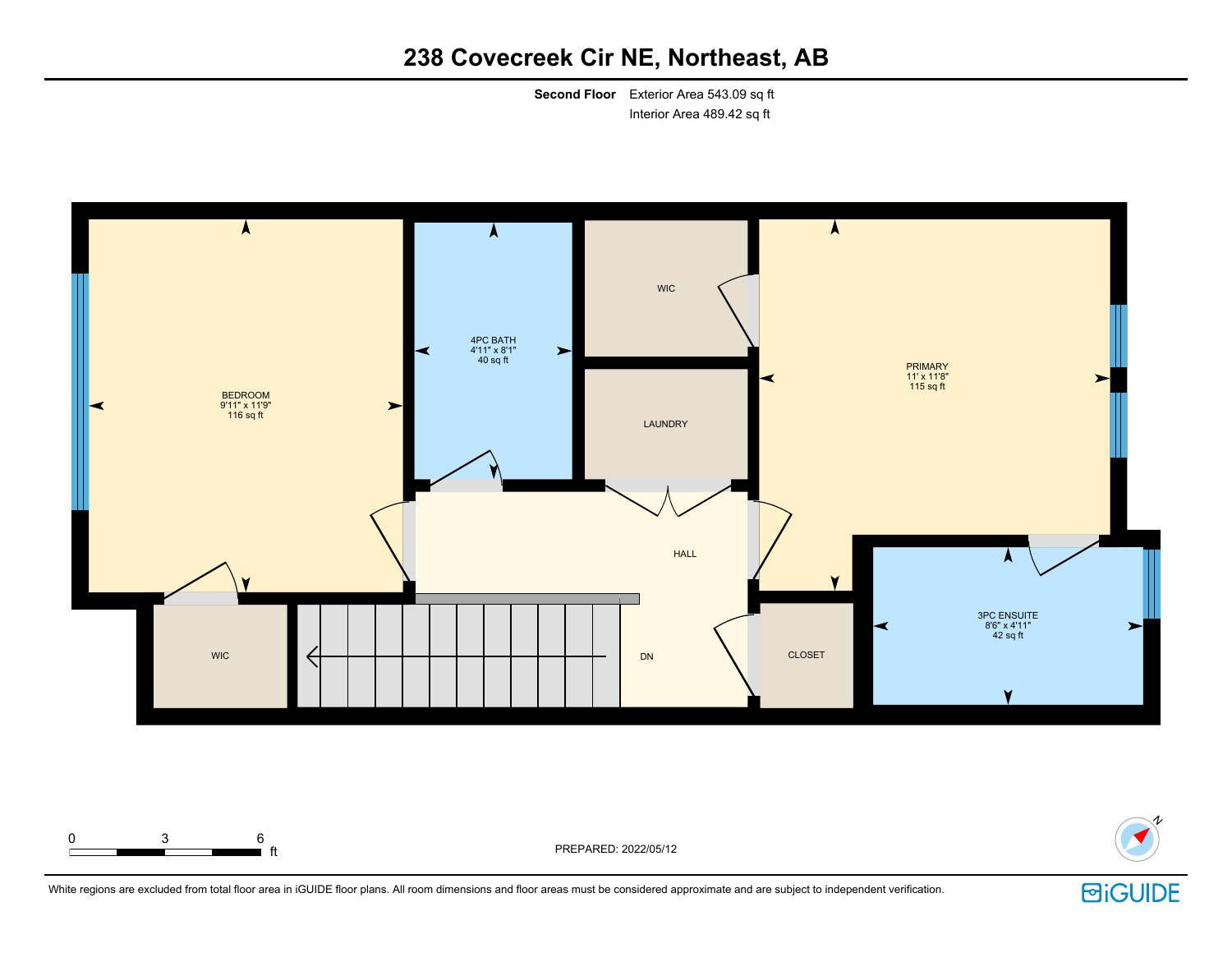# 238 Covecreek Cir NE, Northeast, AB

**Second Floor** Exterior Area 543.09 sq ft
Interior Area 489.42 sq ft

BEDROOM
9'11" x 11'9"
116 sq ft

4PC BATH
4'11" x 8'1"
40 sq ft

WIC

LAUNDRY

PRIMARY
11' x 11'8"
115 sq ft

HALL

WIC

DN

CLOSET

3PC ENSUITE
8'6" x 4'11"
42 sq ft

0 3 6 ft

PREPARED: 2022/05/12

White regions are excluded from total floor area in iGUIDE floor plans. All room dimensions and floor areas must be considered approximate and are subject to independent verification.

iGUIDE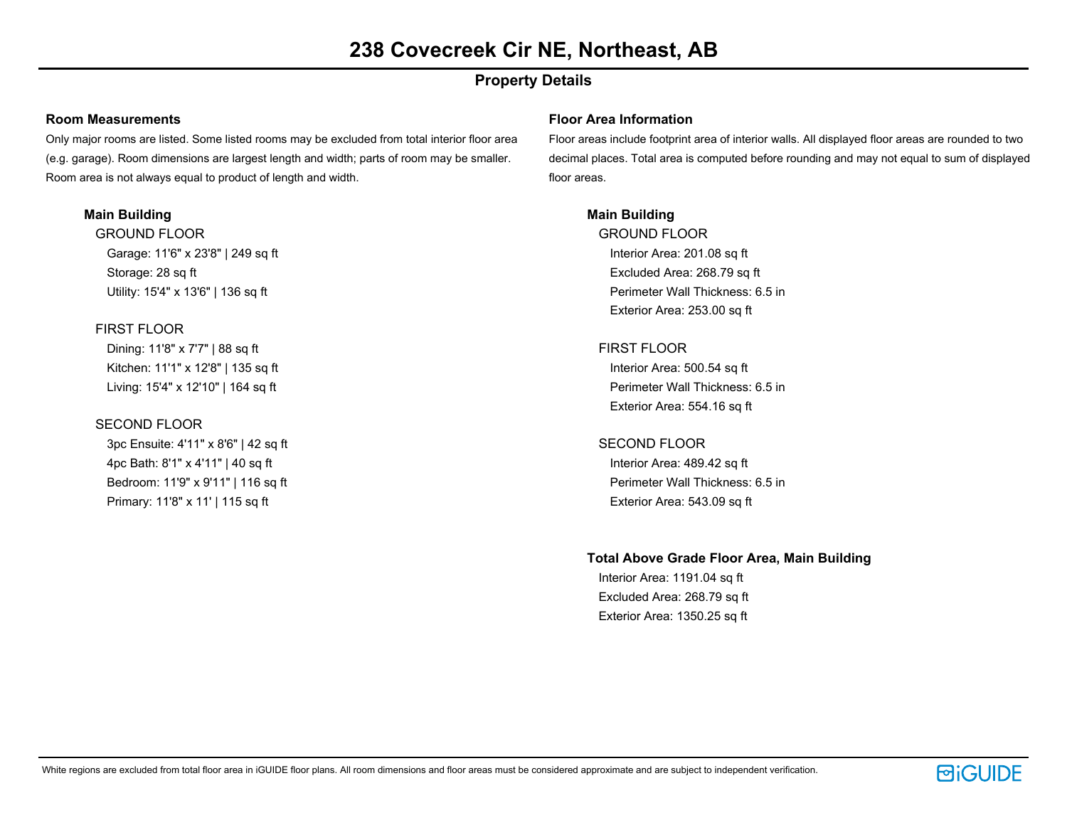# 238 Covecreek Cir NE, Northeast, AB

## Property Details

### Room Measurements

Only major rooms are listed. Some listed rooms may be excluded from total interior floor area (e.g. garage). Room dimensions are largest length and width; parts of room may be smaller. Room area is not always equal to product of length and width.

#### Main Building

**GROUND FLOOR**

- Garage: 11'6" x 23'8" | 249 sq ft
- Storage: 28 sq ft
- Utility: 15'4" x 13'6" | 136 sq ft

**FIRST FLOOR**

- Dining: 11'8" x 7'7" | 88 sq ft
- Kitchen: 11'1" x 12'8" | 135 sq ft
- Living: 15'4" x 12'10" | 164 sq ft

**SECOND FLOOR**

- 3pc Ensuite: 4'11" x 8'6" | 42 sq ft
- 4pc Bath: 8'1" x 4'11" | 40 sq ft
- Bedroom: 11'9" x 9'11" | 116 sq ft
- Primary: 11'8" x 11' | 115 sq ft

### Floor Area Information

Floor areas include footprint area of interior walls. All displayed floor areas are rounded to two decimal places. Total area is computed before rounding and may not equal to sum of displayed floor areas.

#### Main Building

**GROUND FLOOR**

- Interior Area: 201.08 sq ft
- Excluded Area: 268.79 sq ft
- Perimeter Wall Thickness: 6.5 in
- Exterior Area: 253.00 sq ft

**FIRST FLOOR**

- Interior Area: 500.54 sq ft
- Perimeter Wall Thickness: 6.5 in
- Exterior Area: 554.16 sq ft

**SECOND FLOOR**

- Interior Area: 489.42 sq ft
- Perimeter Wall Thickness: 6.5 in
- Exterior Area: 543.09 sq ft

#### Total Above Grade Floor Area, Main Building

- Interior Area: 1191.04 sq ft
- Excluded Area: 268.79 sq ft
- Exterior Area: 1350.25 sq ft

White regions are excluded from total floor area in iGUIDE floor plans. All room dimensions and floor areas must be considered approximate and are subject to independent verification.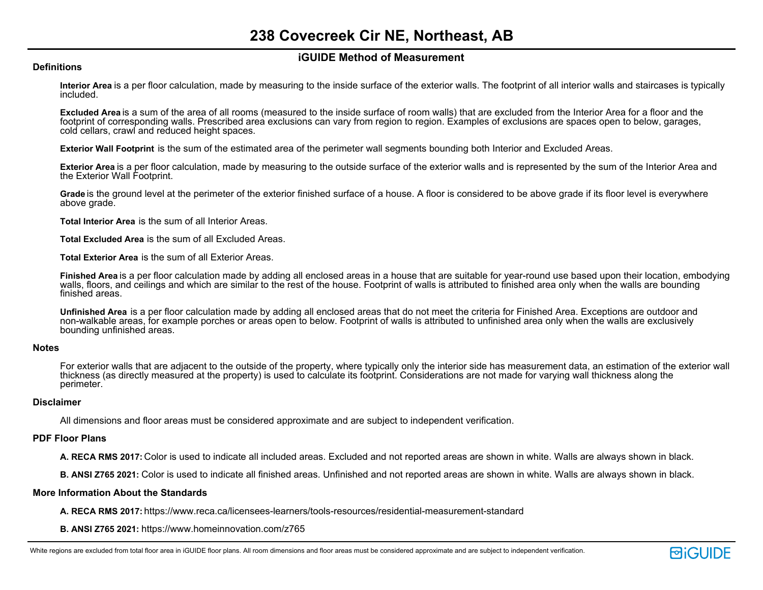# 238 Covecreek Cir NE, Northeast, AB

## iGUIDE Method of Measurement

### Definitions

**Interior Area** is a per floor calculation, made by measuring to the inside surface of the exterior walls. The footprint of all interior walls and staircases is typically included.

**Excluded Area** is a sum of the area of all rooms (measured to the inside surface of room walls) that are excluded from the Interior Area for a floor and the footprint of corresponding walls. Prescribed area exclusions can vary from region to region. Examples of exclusions are spaces open to below, garages, cold cellars, crawl and reduced height spaces.

**Exterior Wall Footprint** is the sum of the estimated area of the perimeter wall segments bounding both Interior and Excluded Areas.

**Exterior Area** is a per floor calculation, made by measuring to the outside surface of the exterior walls and is represented by the sum of the Interior Area and the Exterior Wall Footprint.

**Grade** is the ground level at the perimeter of the exterior finished surface of a house. A floor is considered to be above grade if its floor level is everywhere above grade.

**Total Interior Area** is the sum of all Interior Areas.

**Total Excluded Area** is the sum of all Excluded Areas.

**Total Exterior Area** is the sum of all Exterior Areas.

**Finished Area** is a per floor calculation made by adding all enclosed areas in a house that are suitable for year-round use based upon their location, embodying walls, floors, and ceilings and which are similar to the rest of the house. Footprint of walls is attributed to finished area only when the walls are bounding finished areas.

**Unfinished Area** is a per floor calculation made by adding all enclosed areas that do not meet the criteria for Finished Area. Exceptions are outdoor and non-walkable areas, for example porches or areas open to below. Footprint of walls is attributed to unfinished area only when the walls are exclusively bounding unfinished areas.

### Notes

For exterior walls that are adjacent to the outside of the property, where typically only the interior side has measurement data, an estimation of the exterior wall thickness (as directly measured at the property) is used to calculate its footprint. Considerations are not made for varying wall thickness along the perimeter.

### Disclaimer

All dimensions and floor areas must be considered approximate and are subject to independent verification.

### PDF Floor Plans

**A. RECA RMS 2017:** Color is used to indicate all included areas. Excluded and not reported areas are shown in white. Walls are always shown in black.

**B. ANSI Z765 2021:** Color is used to indicate all finished areas. Unfinished and not reported areas are shown in white. Walls are always shown in black.

### More Information About the Standards

**A. RECA RMS 2017:** https://www.reca.ca/licensees-learners/tools-resources/residential-measurement-standard

**B. ANSI Z765 2021:** https://www.homeinnovation.com/z765

White regions are excluded from total floor area in iGUIDE floor plans. All room dimensions and floor areas must be considered approximate and are subject to independent verification.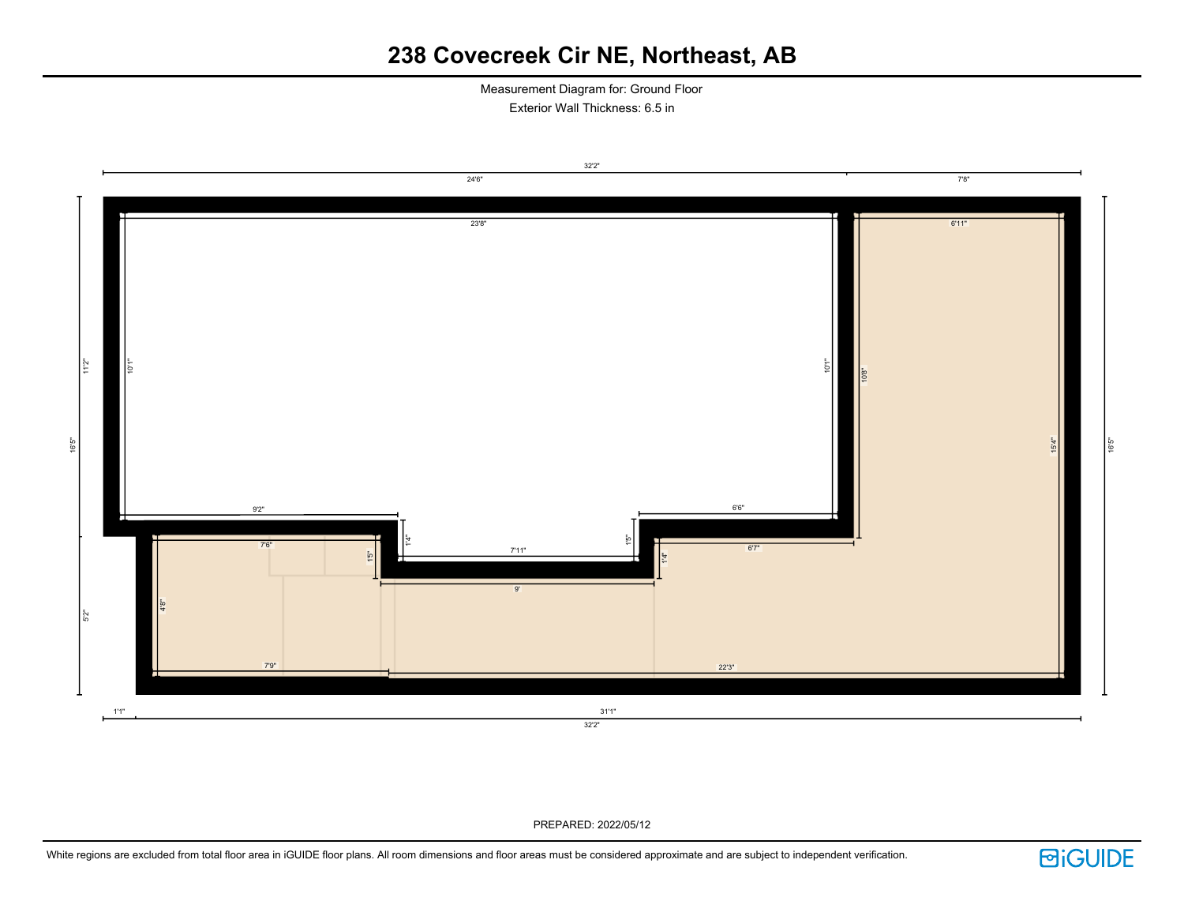# 238 Covecreek Cir NE, Northeast, AB

Measurement Diagram for: Ground Floor

Exterior Wall Thickness: 6.5 in

32'2"

24'6"

7'8"

23'8"

6'11"

11'2"

10'1"

10'1"

10'8"

15'4"

16'5"

16'5"

9'2"

6'6"

7'6"

1'4"

7'11"

1'5"

1'5"

1'4"

6'7"

9'

4'8"

5'2"

7'9"

22'3"

1'1"

31'1"

32'2"

PREPARED: 2022/05/12

White regions are excluded from total floor area in iGUIDE floor plans. All room dimensions and floor areas must be considered approximate and are subject to independent verification.

iGUIDE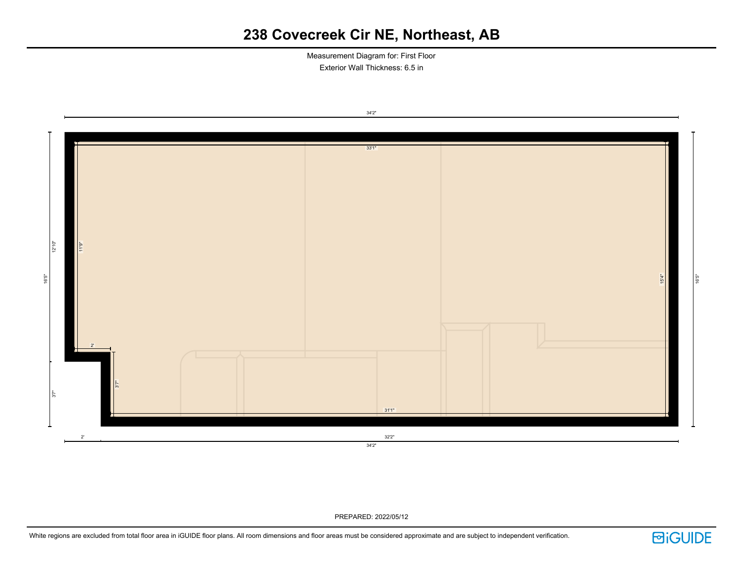# 238 Covecreek Cir NE, Northeast, AB

Measurement Diagram for: First Floor

Exterior Wall Thickness: 6.5 in

34'2"

33'1"

12'10"

16'5"

11'9"

15'4"

16'5"

2'

3'7"

3'7"

31'1"

2'

32'2"

34'2"

PREPARED: 2022/05/12

White regions are excluded from total floor area in iGUIDE floor plans. All room dimensions and floor areas must be considered approximate and are subject to independent verification.

iGUIDE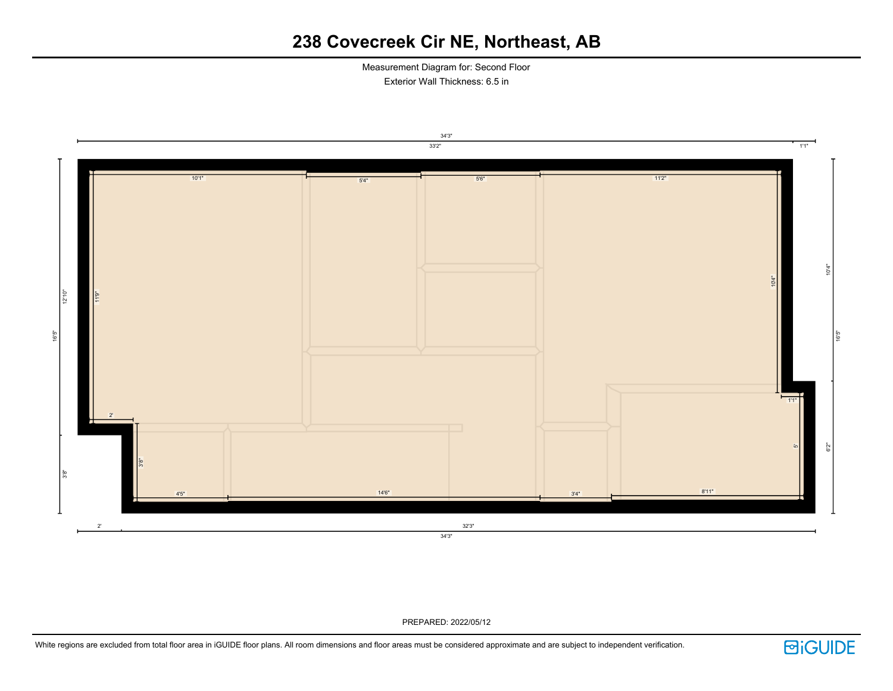# 238 Covecreek Cir NE, Northeast, AB

Measurement Diagram for: Second Floor

Exterior Wall Thickness: 6.5 in

34'3"
33'2"
1'1"
10'1"
5'4"
5'6"
11'2"
12'10"
11'9"
16'5"
10'4"
10'4"
16'5"
2'
1'1"
3'8"
3'8"
5'
6'2"
4'5"
14'6"
3'4"
8'11"
2'
32'3"
34'3"

PREPARED: 2022/05/12

White regions are excluded from total floor area in iGUIDE floor plans. All room dimensions and floor areas must be considered approximate and are subject to independent verification.

iGUIDE